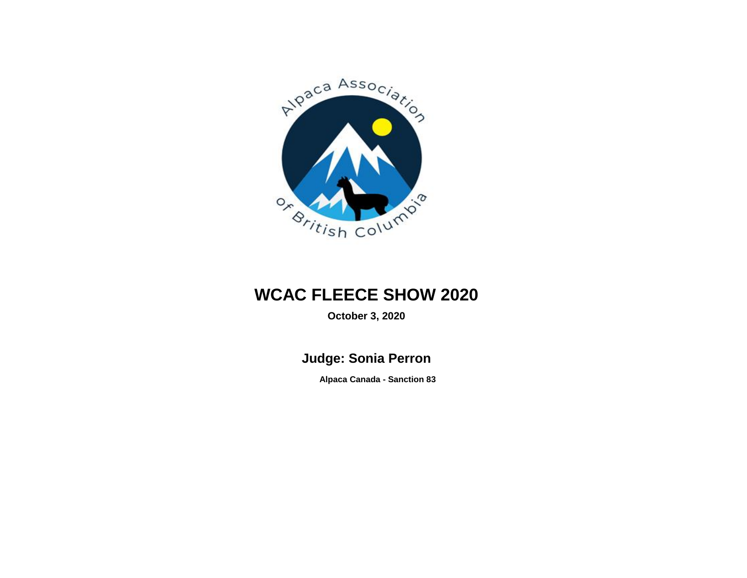# WCAC FLEECE SHOW 2020

**October 3, 2020**

## Judge: Sonia Perron

**Alpaca Canada - Sanction 83**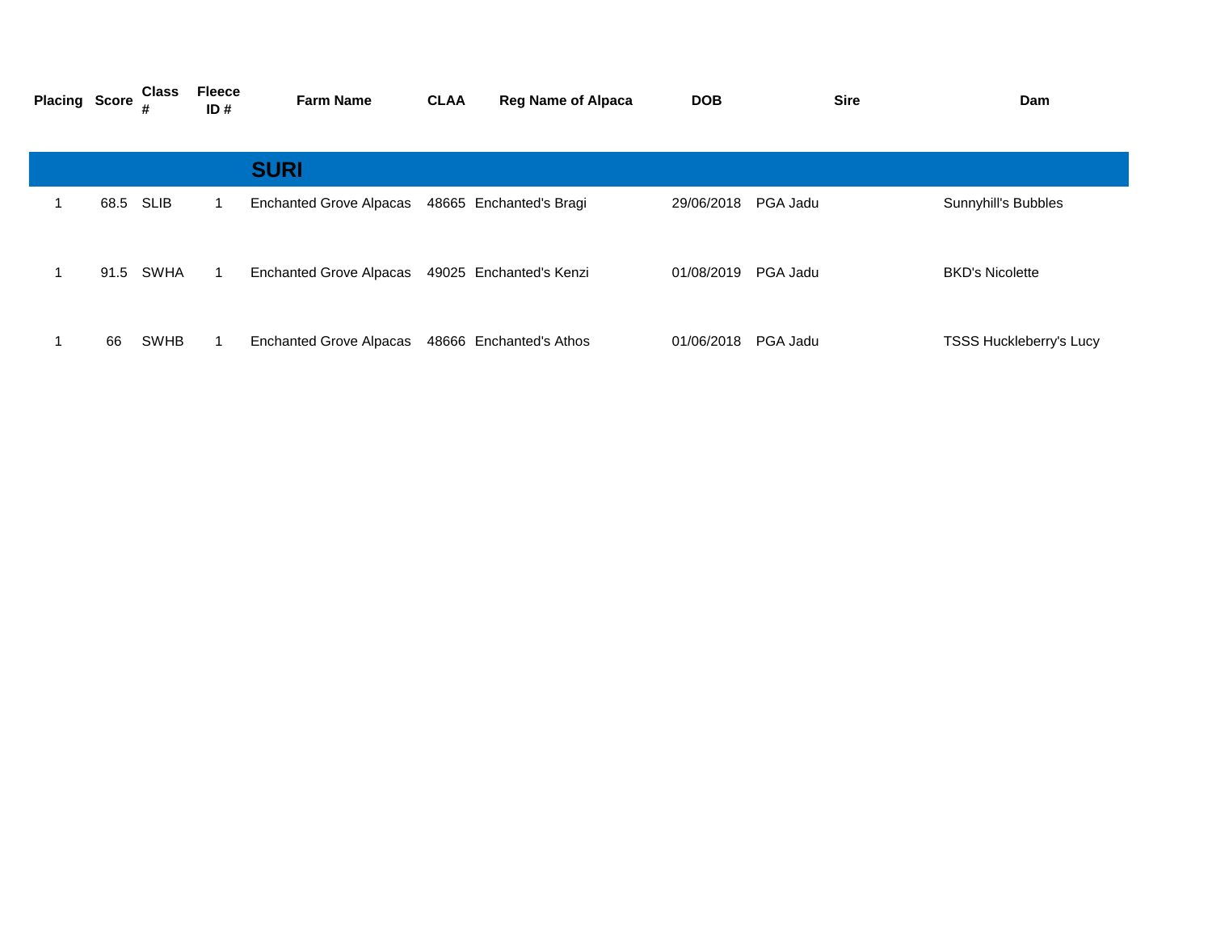| Placing | Score | Class # | Fleece ID # | Farm Name | CLAA | Reg Name of Alpaca | DOB | Sire | Dam |
|---|---|---|---|---|---|---|---|---|---|
| | | | | **SURI** | | | | | |
| 1 | 68.5 | SLIB | 1 | Enchanted Grove Alpacas | 48665 | Enchanted's Bragi | 29/06/2018 | PGA Jadu | Sunnyhill's Bubbles |
| 1 | 91.5 | SWHA | 1 | Enchanted Grove Alpacas | 49025 | Enchanted's Kenzi | 01/08/2019 | PGA Jadu | BKD's Nicolette |
| 1 | 66 | SWHB | 1 | Enchanted Grove Alpacas | 48666 | Enchanted's Athos | 01/06/2018 | PGA Jadu | TSSS Huckleberry's Lucy |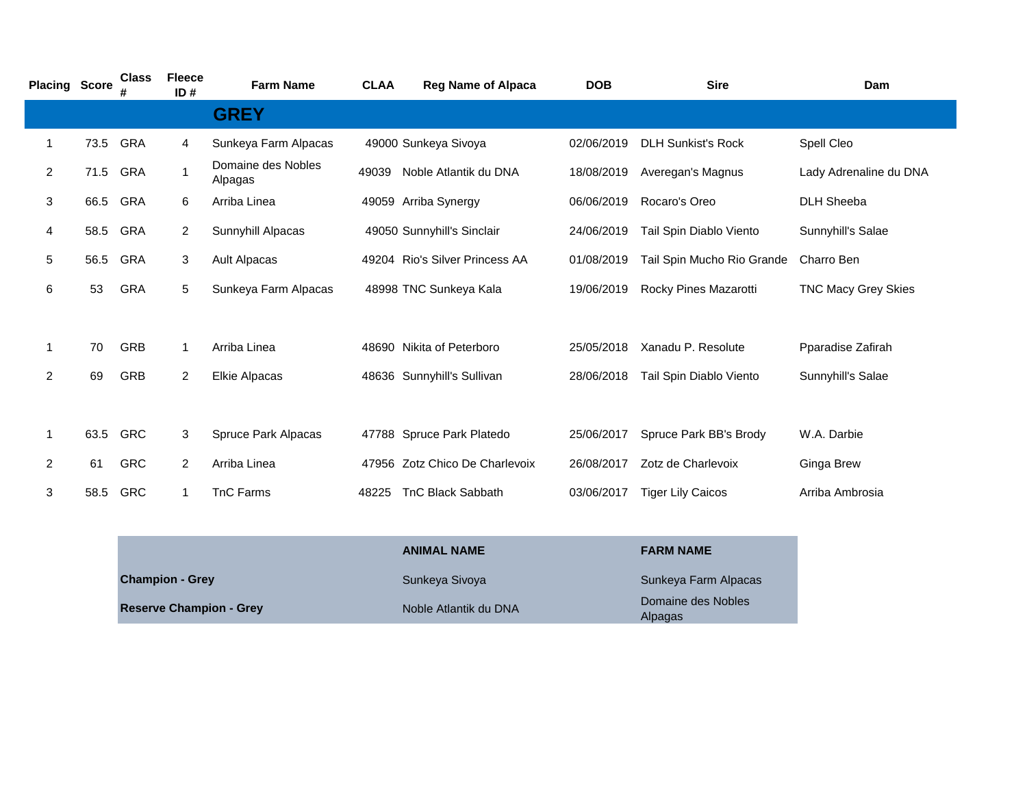| Placing | Score | Class # | Fleece ID # | Farm Name | CLAA | Reg Name of Alpaca | DOB | Sire | Dam |
|---|---|---|---|---|---|---|---|---|---|
| | | | | **GREY** | | | | | |
| 1 | 73.5 | GRA | 4 | Sunkeya Farm Alpacas | 49000 | Sunkeya Sivoya | 02/06/2019 | DLH Sunkist's Rock | Spell Cleo |
| 2 | 71.5 | GRA | 1 | Domaine des Nobles Alpagas | 49039 | Noble Atlantik du DNA | 18/08/2019 | Averegan's Magnus | Lady Adrenaline du DNA |
| 3 | 66.5 | GRA | 6 | Arriba Linea | 49059 | Arriba Synergy | 06/06/2019 | Rocaro's Oreo | DLH Sheeba |
| 4 | 58.5 | GRA | 2 | Sunnyhill Alpacas | 49050 | Sunnyhill's Sinclair | 24/06/2019 | Tail Spin Diablo Viento | Sunnyhill's Salae |
| 5 | 56.5 | GRA | 3 | Ault Alpacas | 49204 | Rio's Silver Princess AA | 01/08/2019 | Tail Spin Mucho Rio Grande | Charro Ben |
| 6 | 53 | GRA | 5 | Sunkeya Farm Alpacas | 48998 | TNC Sunkeya Kala | 19/06/2019 | Rocky Pines Mazarotti | TNC Macy Grey Skies |
| | | | | | | | | | |
| 1 | 70 | GRB | 1 | Arriba Linea | 48690 | Nikita of Peterboro | 25/05/2018 | Xanadu P. Resolute | Pparadise Zafirah |
| 2 | 69 | GRB | 2 | Elkie Alpacas | 48636 | Sunnyhill's Sullivan | 28/06/2018 | Tail Spin Diablo Viento | Sunnyhill's Salae |
| | | | | | | | | | |
| 1 | 63.5 | GRC | 3 | Spruce Park Alpacas | 47788 | Spruce Park Platedo | 25/06/2017 | Spruce Park BB's Brody | W.A. Darbie |
| 2 | 61 | GRC | 2 | Arriba Linea | 47956 | Zotz Chico De Charlevoix | 26/08/2017 | Zotz de Charlevoix | Ginga Brew |
| 3 | 58.5 | GRC | 1 | TnC Farms | 48225 | TnC Black Sabbath | 03/06/2017 | Tiger Lily Caicos | Arriba Ambrosia |

| | ANIMAL NAME | FARM NAME |
|---|---|---|
| **Champion - Grey** | Sunkeya Sivoya | Sunkeya Farm Alpacas |
| **Reserve Champion - Grey** | Noble Atlantik du DNA | Domaine des Nobles Alpagas |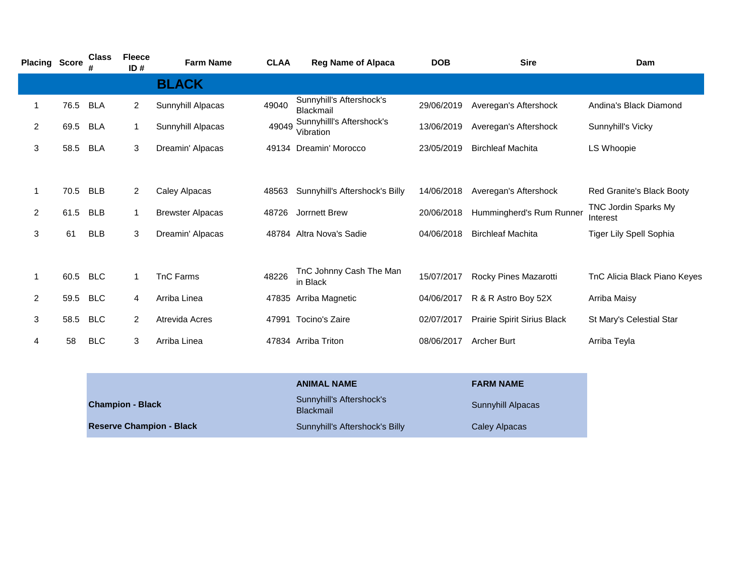| Placing | Score | Class # | Fleece ID # | Farm Name | CLAA | Reg Name of Alpaca | DOB | Sire | Dam |
|---|---|---|---|---|---|---|---|---|---|
| | | | | **BLACK** | | | | | |
| 1 | 76.5 | BLA | 2 | Sunnyhill Alpacas | 49040 | Sunnyhill's Aftershock's Blackmail | 29/06/2019 | Averegan's Aftershock | Andina's Black Diamond |
| 2 | 69.5 | BLA | 1 | Sunnyhill Alpacas | 49049 | Sunnyhilll's Aftershock's Vibration | 13/06/2019 | Averegan's Aftershock | Sunnyhill's Vicky |
| 3 | 58.5 | BLA | 3 | Dreamin' Alpacas | 49134 | Dreamin' Morocco | 23/05/2019 | Birchleaf Machita | LS Whoopie |
| | | | | | | | | | |
| 1 | 70.5 | BLB | 2 | Caley Alpacas | 48563 | Sunnyhill's Aftershock's Billy | 14/06/2018 | Averegan's Aftershock | Red Granite's Black Booty |
| 2 | 61.5 | BLB | 1 | Brewster Alpacas | 48726 | Jorrnett Brew | 20/06/2018 | Hummingherd's Rum Runner | TNC Jordin Sparks My Interest |
| 3 | 61 | BLB | 3 | Dreamin' Alpacas | 48784 | Altra Nova's Sadie | 04/06/2018 | Birchleaf Machita | Tiger Lily Spell Sophia |
| | | | | | | | | | |
| 1 | 60.5 | BLC | 1 | TnC Farms | 48226 | TnC Johnny Cash The Man in Black | 15/07/2017 | Rocky Pines Mazarotti | TnC Alicia Black Piano Keyes |
| 2 | 59.5 | BLC | 4 | Arriba Linea | 47835 | Arriba Magnetic | 04/06/2017 | R & R Astro Boy 52X | Arriba Maisy |
| 3 | 58.5 | BLC | 2 | Atrevida Acres | 47991 | Tocino's Zaire | 02/07/2017 | Prairie Spirit Sirius Black | St Mary's Celestial Star |
| 4 | 58 | BLC | 3 | Arriba Linea | 47834 | Arriba Triton | 08/06/2017 | Archer Burt | Arriba Teyla |

| | ANIMAL NAME | FARM NAME |
|---|---|---|
| **Champion - Black** | Sunnyhill's Aftershock's Blackmail | Sunnyhill Alpacas |
| **Reserve Champion - Black** | Sunnyhill's Aftershock's Billy | Caley Alpacas |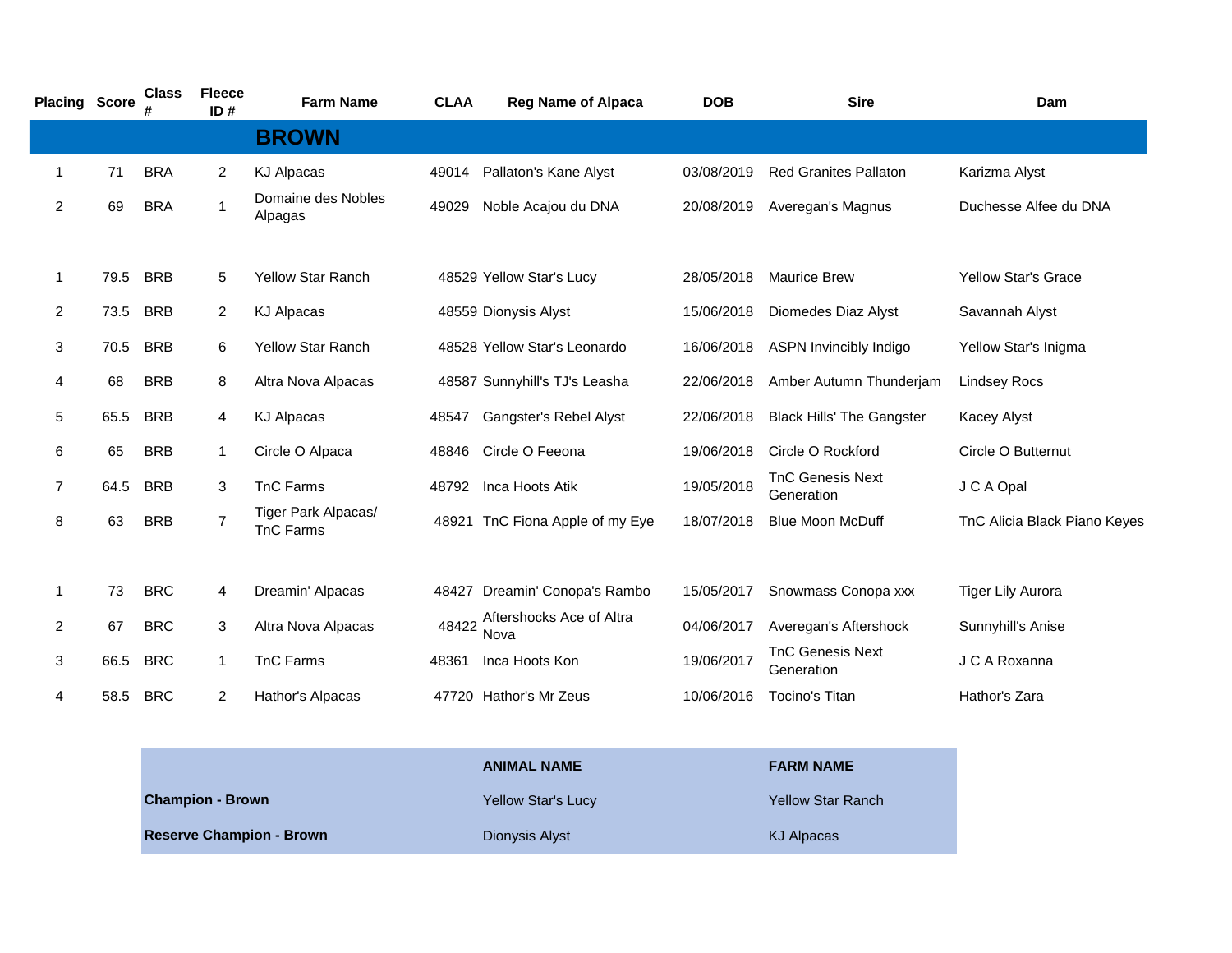| Placing | Score | Class # | Fleece ID # | Farm Name | CLAA | Reg Name of Alpaca | DOB | Sire | Dam |
|---|---|---|---|---|---|---|---|---|---|
| | | | | **BROWN** | | | | | |
| 1 | 71 | BRA | 2 | KJ Alpacas | 49014 | Pallaton's Kane Alyst | 03/08/2019 | Red Granites Pallaton | Karizma Alyst |
| 2 | 69 | BRA | 1 | Domaine des Nobles Alpagas | 49029 | Noble Acajou du DNA | 20/08/2019 | Averegan's Magnus | Duchesse Alfee du DNA |
| | | | | | | | | | |
| 1 | 79.5 | BRB | 5 | Yellow Star Ranch | 48529 | Yellow Star's Lucy | 28/05/2018 | Maurice Brew | Yellow Star's Grace |
| 2 | 73.5 | BRB | 2 | KJ Alpacas | 48559 | Dionysis Alyst | 15/06/2018 | Diomedes Diaz Alyst | Savannah Alyst |
| 3 | 70.5 | BRB | 6 | Yellow Star Ranch | 48528 | Yellow Star's Leonardo | 16/06/2018 | ASPN Invincibly Indigo | Yellow Star's Inigma |
| 4 | 68 | BRB | 8 | Altra Nova Alpacas | 48587 | Sunnyhill's TJ's Leasha | 22/06/2018 | Amber Autumn Thunderjam | Lindsey Rocs |
| 5 | 65.5 | BRB | 4 | KJ Alpacas | 48547 | Gangster's Rebel Alyst | 22/06/2018 | Black Hills' The Gangster | Kacey Alyst |
| 6 | 65 | BRB | 1 | Circle O Alpaca | 48846 | Circle O Feeona | 19/06/2018 | Circle O Rockford | Circle O Butternut |
| 7 | 64.5 | BRB | 3 | TnC Farms | 48792 | Inca Hoots Atik | 19/05/2018 | TnC Genesis Next Generation | J C A Opal |
| 8 | 63 | BRB | 7 | Tiger Park Alpacas/ TnC Farms | 48921 | TnC Fiona Apple of my Eye | 18/07/2018 | Blue Moon McDuff | TnC Alicia Black Piano Keyes |
| | | | | | | | | | |
| 1 | 73 | BRC | 4 | Dreamin' Alpacas | 48427 | Dreamin' Conopa's Rambo | 15/05/2017 | Snowmass Conopa xxx | Tiger Lily Aurora |
| 2 | 67 | BRC | 3 | Altra Nova Alpacas | 48422 | Aftershocks Ace of Altra Nova | 04/06/2017 | Averegan's Aftershock | Sunnyhill's Anise |
| 3 | 66.5 | BRC | 1 | TnC Farms | 48361 | Inca Hoots Kon | 19/06/2017 | TnC Genesis Next Generation | J C A Roxanna |
| 4 | 58.5 | BRC | 2 | Hathor's Alpacas | 47720 | Hathor's Mr Zeus | 10/06/2016 | Tocino's Titan | Hathor's Zara |

| | ANIMAL NAME | FARM NAME |
|---|---|---|
| **Champion - Brown** | Yellow Star's Lucy | Yellow Star Ranch |
| **Reserve Champion - Brown** | Dionysis Alyst | KJ Alpacas |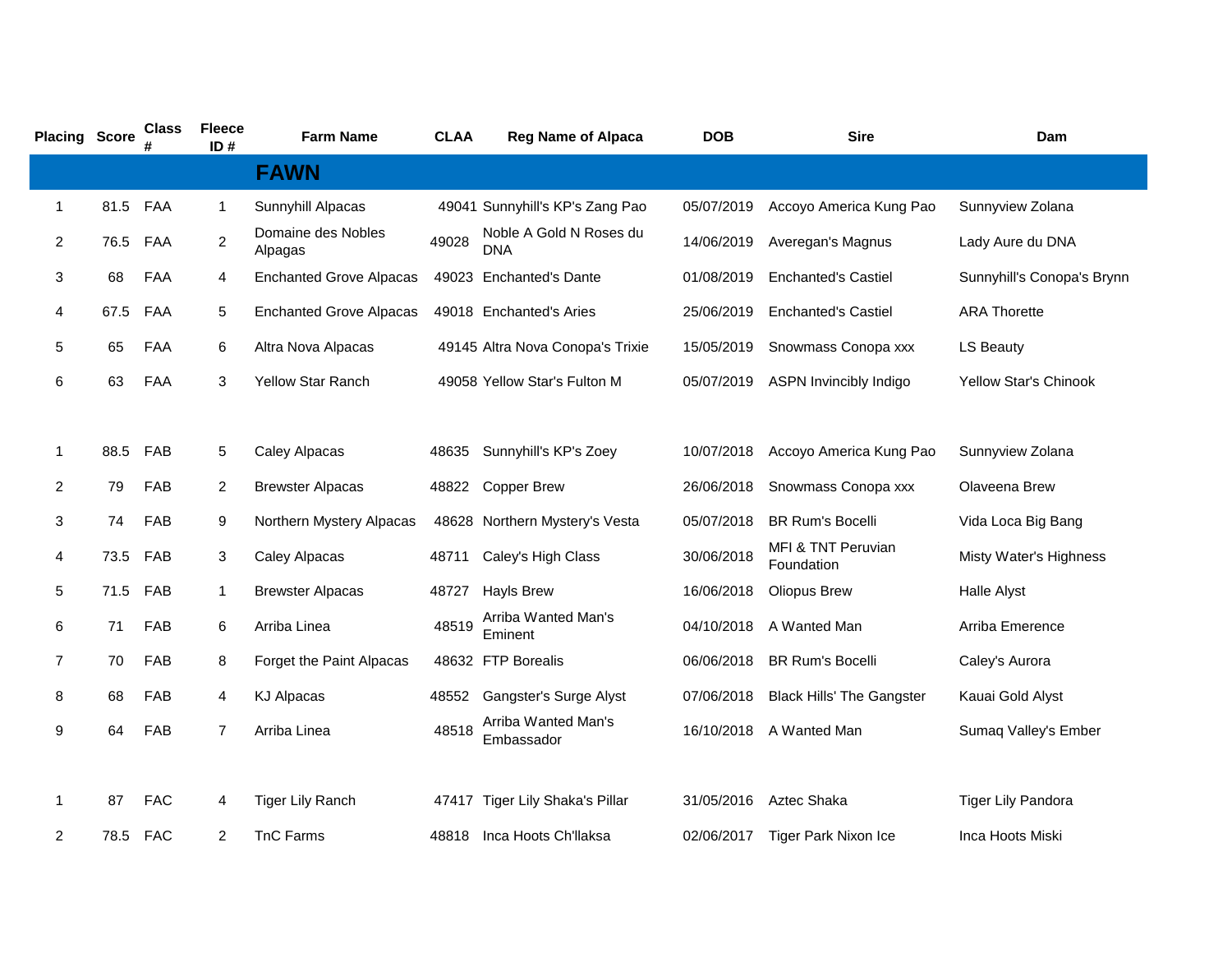| Placing | Score | Class # | Fleece ID # | Farm Name | CLAA | Reg Name of Alpaca | DOB | Sire | Dam |
|---|---|---|---|---|---|---|---|---|---|
| | | | | **FAWN** | | | | | |
| 1 | 81.5 | FAA | 1 | Sunnyhill Alpacas | 49041 | Sunnyhill's KP's Zang Pao | 05/07/2019 | Accoyo America Kung Pao | Sunnyview Zolana |
| 2 | 76.5 | FAA | 2 | Domaine des Nobles Alpagas | 49028 | Noble A Gold N Roses du DNA | 14/06/2019 | Averegan's Magnus | Lady Aure du DNA |
| 3 | 68 | FAA | 4 | Enchanted Grove Alpacas | 49023 | Enchanted's Dante | 01/08/2019 | Enchanted's Castiel | Sunnyhill's Conopa's Brynn |
| 4 | 67.5 | FAA | 5 | Enchanted Grove Alpacas | 49018 | Enchanted's Aries | 25/06/2019 | Enchanted's Castiel | ARA Thorette |
| 5 | 65 | FAA | 6 | Altra Nova Alpacas | 49145 | Altra Nova Conopa's Trixie | 15/05/2019 | Snowmass Conopa xxx | LS Beauty |
| 6 | 63 | FAA | 3 | Yellow Star Ranch | 49058 | Yellow Star's Fulton M | 05/07/2019 | ASPN Invincibly Indigo | Yellow Star's Chinook |
| | | | | | | | | | |
| 1 | 88.5 | FAB | 5 | Caley Alpacas | 48635 | Sunnyhill's KP's Zoey | 10/07/2018 | Accoyo America Kung Pao | Sunnyview Zolana |
| 2 | 79 | FAB | 2 | Brewster Alpacas | 48822 | Copper Brew | 26/06/2018 | Snowmass Conopa xxx | Olaveena Brew |
| 3 | 74 | FAB | 9 | Northern Mystery Alpacas | 48628 | Northern Mystery's Vesta | 05/07/2018 | BR Rum's Bocelli | Vida Loca Big Bang |
| 4 | 73.5 | FAB | 3 | Caley Alpacas | 48711 | Caley's High Class | 30/06/2018 | MFI & TNT Peruvian Foundation | Misty Water's Highness |
| 5 | 71.5 | FAB | 1 | Brewster Alpacas | 48727 | Hayls Brew | 16/06/2018 | Oliopus Brew | Halle Alyst |
| 6 | 71 | FAB | 6 | Arriba Linea | 48519 | Arriba Wanted Man's Eminent | 04/10/2018 | A Wanted Man | Arriba Emerence |
| 7 | 70 | FAB | 8 | Forget the Paint Alpacas | 48632 | FTP Borealis | 06/06/2018 | BR Rum's Bocelli | Caley's Aurora |
| 8 | 68 | FAB | 4 | KJ Alpacas | 48552 | Gangster's Surge Alyst | 07/06/2018 | Black Hills' The Gangster | Kauai Gold Alyst |
| 9 | 64 | FAB | 7 | Arriba Linea | 48518 | Arriba Wanted Man's Embassador | 16/10/2018 | A Wanted Man | Sumaq Valley's Ember |
| | | | | | | | | | |
| 1 | 87 | FAC | 4 | Tiger Lily Ranch | 47417 | Tiger Lily Shaka's Pillar | 31/05/2016 | Aztec Shaka | Tiger Lily Pandora |
| 2 | 78.5 | FAC | 2 | TnC Farms | 48818 | Inca Hoots Ch'llaksa | 02/06/2017 | Tiger Park Nixon Ice | Inca Hoots Miski |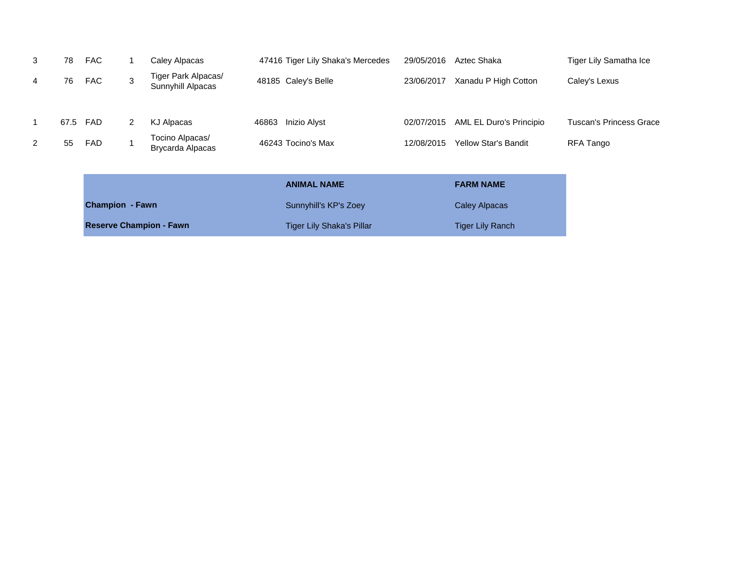| | | | | | | | | | |
|---|---|---|---|---|---|---|---|---|---|
| 3 | 78 | FAC | 1 | Caley Alpacas | 47416 | Tiger Lily Shaka's Mercedes | 29/05/2016 | Aztec Shaka | Tiger Lily Samatha Ice |
| 4 | 76 | FAC | 3 | Tiger Park Alpacas/ Sunnyhill Alpacas | 48185 | Caley's Belle | 23/06/2017 | Xanadu P High Cotton | Caley's Lexus |
| 1 | 67.5 | FAD | 2 | KJ Alpacas | 46863 | Inizio Alyst | 02/07/2015 | AML EL Duro's Principio | Tuscan's Princess Grace |
| 2 | 55 | FAD | 1 | Tocino Alpacas/ Brycarda Alpacas | 46243 | Tocino's Max | 12/08/2015 | Yellow Star's Bandit | RFA Tango |

| | ANIMAL NAME | FARM NAME |
|---|---|---|
| **Champion - Fawn** | Sunnyhill's KP's Zoey | Caley Alpacas |
| **Reserve Champion - Fawn** | Tiger Lily Shaka's Pillar | Tiger Lily Ranch |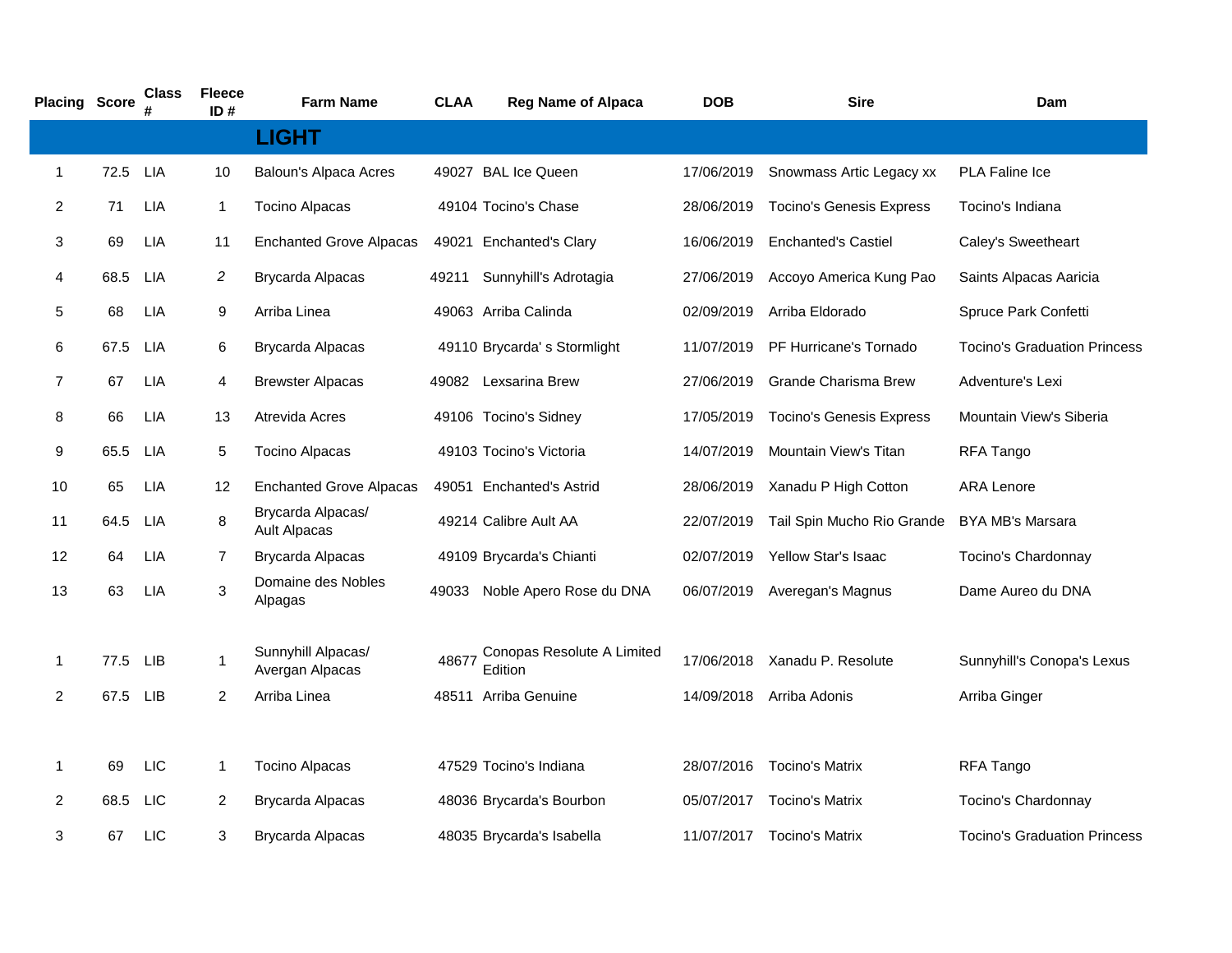| Placing | Score | Class # | Fleece ID # | Farm Name | CLAA | Reg Name of Alpaca | DOB | Sire | Dam |
|---|---|---|---|---|---|---|---|---|---|
| | | | | **LIGHT** | | | | | |
| 1 | 72.5 | LIA | 10 | Baloun's Alpaca Acres | 49027 | BAL Ice Queen | 17/06/2019 | Snowmass Artic Legacy xx | PLA Faline Ice |
| 2 | 71 | LIA | 1 | Tocino Alpacas | 49104 | Tocino's Chase | 28/06/2019 | Tocino's Genesis Express | Tocino's Indiana |
| 3 | 69 | LIA | 11 | Enchanted Grove Alpacas | 49021 | Enchanted's Clary | 16/06/2019 | Enchanted's Castiel | Caley's Sweetheart |
| 4 | 68.5 | LIA | 2 | Brycarda Alpacas | 49211 | Sunnyhill's Adrotagia | 27/06/2019 | Accoyo America Kung Pao | Saints Alpacas Aaricia |
| 5 | 68 | LIA | 9 | Arriba Linea | 49063 | Arriba Calinda | 02/09/2019 | Arriba Eldorado | Spruce Park Confetti |
| 6 | 67.5 | LIA | 6 | Brycarda Alpacas | 49110 | Brycarda' s Stormlight | 11/07/2019 | PF Hurricane's Tornado | Tocino's Graduation Princess |
| 7 | 67 | LIA | 4 | Brewster Alpacas | 49082 | Lexsarina Brew | 27/06/2019 | Grande Charisma Brew | Adventure's Lexi |
| 8 | 66 | LIA | 13 | Atrevida Acres | 49106 | Tocino's Sidney | 17/05/2019 | Tocino's Genesis Express | Mountain View's Siberia |
| 9 | 65.5 | LIA | 5 | Tocino Alpacas | 49103 | Tocino's Victoria | 14/07/2019 | Mountain View's Titan | RFA Tango |
| 10 | 65 | LIA | 12 | Enchanted Grove Alpacas | 49051 | Enchanted's Astrid | 28/06/2019 | Xanadu P High Cotton | ARA Lenore |
| 11 | 64.5 | LIA | 8 | Brycarda Alpacas/ Ault Alpacas | 49214 | Calibre Ault AA | 22/07/2019 | Tail Spin Mucho Rio Grande | BYA MB's Marsara |
| 12 | 64 | LIA | 7 | Brycarda Alpacas | 49109 | Brycarda's Chianti | 02/07/2019 | Yellow Star's Isaac | Tocino's Chardonnay |
| 13 | 63 | LIA | 3 | Domaine des Nobles Alpagas | 49033 | Noble Apero Rose du DNA | 06/07/2019 | Averegan's Magnus | Dame Aureo du DNA |
| | | | | | | | | | |
| 1 | 77.5 | LIB | 1 | Sunnyhill Alpacas/ Avergan Alpacas | 48677 | Conopas Resolute A Limited Edition | 17/06/2018 | Xanadu P. Resolute | Sunnyhill's Conopa's Lexus |
| 2 | 67.5 | LIB | 2 | Arriba Linea | 48511 | Arriba Genuine | 14/09/2018 | Arriba Adonis | Arriba Ginger |
| | | | | | | | | | |
| 1 | 69 | LIC | 1 | Tocino Alpacas | 47529 | Tocino's Indiana | 28/07/2016 | Tocino's Matrix | RFA Tango |
| 2 | 68.5 | LIC | 2 | Brycarda Alpacas | 48036 | Brycarda's Bourbon | 05/07/2017 | Tocino's Matrix | Tocino's Chardonnay |
| 3 | 67 | LIC | 3 | Brycarda Alpacas | 48035 | Brycarda's Isabella | 11/07/2017 | Tocino's Matrix | Tocino's Graduation Princess |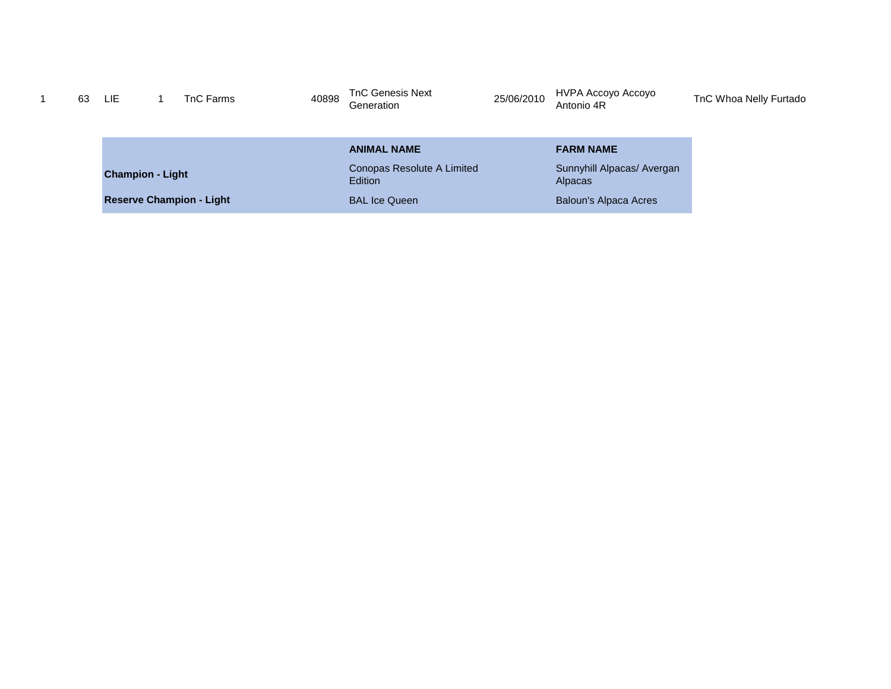| | | | | | | | | | |
|---|---|---|---|---|---|---|---|---|---|
| 1 | 63 | LIE | 1 | TnC Farms | 40898 | TnC Genesis Next Generation | 25/06/2010 | HVPA Accoyo Accoyo Antonio 4R | TnC Whoa Nelly Furtado |

| | ANIMAL NAME | FARM NAME |
|---|---|---|
| **Champion - Light** | Conopas Resolute A Limited Edition | Sunnyhill Alpacas/ Avergan Alpacas |
| **Reserve Champion - Light** | BAL Ice Queen | Baloun's Alpaca Acres |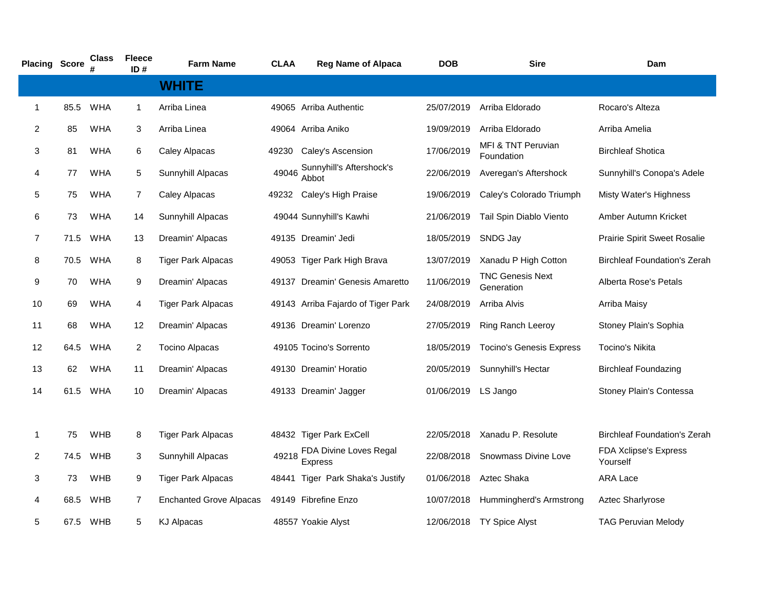| Placing | Score | Class # | Fleece ID # | Farm Name | CLAA | Reg Name of Alpaca | DOB | Sire | Dam |
|---|---|---|---|---|---|---|---|---|---|
| | | | | **WHITE** | | | | | |
| 1 | 85.5 | WHA | 1 | Arriba Linea | 49065 | Arriba Authentic | 25/07/2019 | Arriba Eldorado | Rocaro's Alteza |
| 2 | 85 | WHA | 3 | Arriba Linea | 49064 | Arriba Aniko | 19/09/2019 | Arriba Eldorado | Arriba Amelia |
| 3 | 81 | WHA | 6 | Caley Alpacas | 49230 | Caley's Ascension | 17/06/2019 | MFI & TNT Peruvian Foundation | Birchleaf Shotica |
| 4 | 77 | WHA | 5 | Sunnyhill Alpacas | 49046 | Sunnyhill's Aftershock's Abbot | 22/06/2019 | Averegan's Aftershock | Sunnyhill's Conopa's Adele |
| 5 | 75 | WHA | 7 | Caley Alpacas | 49232 | Caley's High Praise | 19/06/2019 | Caley's Colorado Triumph | Misty Water's Highness |
| 6 | 73 | WHA | 14 | Sunnyhill Alpacas | 49044 | Sunnyhill's Kawhi | 21/06/2019 | Tail Spin Diablo Viento | Amber Autumn Kricket |
| 7 | 71.5 | WHA | 13 | Dreamin' Alpacas | 49135 | Dreamin' Jedi | 18/05/2019 | SNDG Jay | Prairie Spirit Sweet Rosalie |
| 8 | 70.5 | WHA | 8 | Tiger Park Alpacas | 49053 | Tiger Park High Brava | 13/07/2019 | Xanadu P High Cotton | Birchleaf Foundation's Zerah |
| 9 | 70 | WHA | 9 | Dreamin' Alpacas | 49137 | Dreamin' Genesis Amaretto | 11/06/2019 | TNC Genesis Next Generation | Alberta Rose's Petals |
| 10 | 69 | WHA | 4 | Tiger Park Alpacas | 49143 | Arriba Fajardo of Tiger Park | 24/08/2019 | Arriba Alvis | Arriba Maisy |
| 11 | 68 | WHA | 12 | Dreamin' Alpacas | 49136 | Dreamin' Lorenzo | 27/05/2019 | Ring Ranch Leeroy | Stoney Plain's Sophia |
| 12 | 64.5 | WHA | 2 | Tocino Alpacas | 49105 | Tocino's Sorrento | 18/05/2019 | Tocino's Genesis Express | Tocino's Nikita |
| 13 | 62 | WHA | 11 | Dreamin' Alpacas | 49130 | Dreamin' Horatio | 20/05/2019 | Sunnyhill's Hectar | Birchleaf Foundazing |
| 14 | 61.5 | WHA | 10 | Dreamin' Alpacas | 49133 | Dreamin' Jagger | 01/06/2019 | LS Jango | Stoney Plain's Contessa |
| | | | | | | | | | |
| 1 | 75 | WHB | 8 | Tiger Park Alpacas | 48432 | Tiger Park ExCell | 22/05/2018 | Xanadu P. Resolute | Birchleaf Foundation's Zerah |
| 2 | 74.5 | WHB | 3 | Sunnyhill Alpacas | 49218 | FDA Divine Loves Regal Express | 22/08/2018 | Snowmass Divine Love | FDA Xclipse's Express Yourself |
| 3 | 73 | WHB | 9 | Tiger Park Alpacas | 48441 | Tiger Park Shaka's Justify | 01/06/2018 | Aztec Shaka | ARA Lace |
| 4 | 68.5 | WHB | 7 | Enchanted Grove Alpacas | 49149 | Fibrefine Enzo | 10/07/2018 | Hummingherd's Armstrong | Aztec Sharlyrose |
| 5 | 67.5 | WHB | 5 | KJ Alpacas | 48557 | Yoakie Alyst | 12/06/2018 | TY Spice Alyst | TAG Peruvian Melody |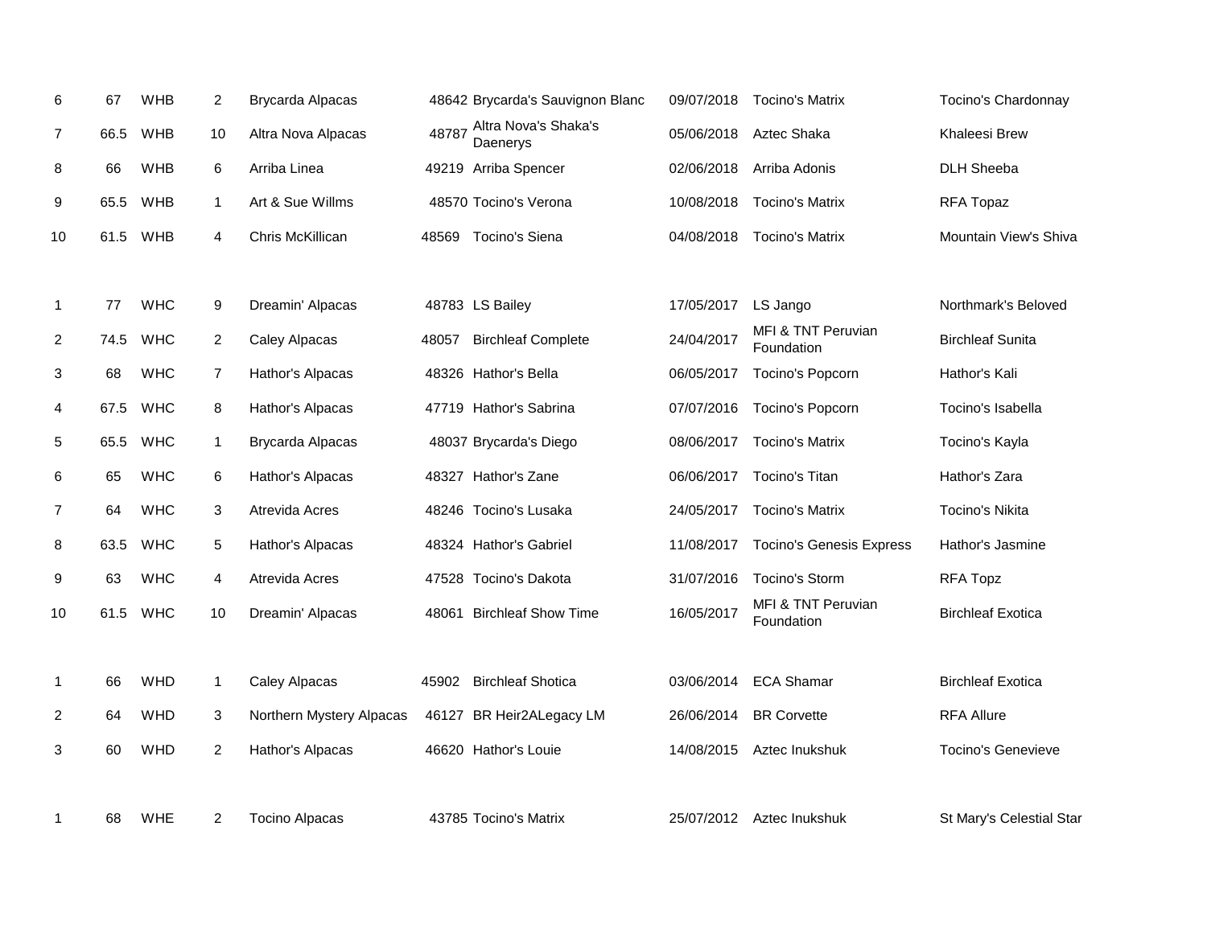| | | | | | | | | | |
|---|---|---|---|---|---|---|---|---|---|
| 6 | 67 | WHB | 2 | Brycarda Alpacas | 48642 | Brycarda's Sauvignon Blanc | 09/07/2018 | Tocino's Matrix | Tocino's Chardonnay |
| 7 | 66.5 | WHB | 10 | Altra Nova Alpacas | 48787 | Altra Nova's Shaka's Daenerys | 05/06/2018 | Aztec Shaka | Khaleesi Brew |
| 8 | 66 | WHB | 6 | Arriba Linea | 49219 | Arriba Spencer | 02/06/2018 | Arriba Adonis | DLH Sheeba |
| 9 | 65.5 | WHB | 1 | Art & Sue Willms | 48570 | Tocino's Verona | 10/08/2018 | Tocino's Matrix | RFA Topaz |
| 10 | 61.5 | WHB | 4 | Chris McKillican | 48569 | Tocino's Siena | 04/08/2018 | Tocino's Matrix | Mountain View's Shiva |
| | | | | | | | | | |
| 1 | 77 | WHC | 9 | Dreamin' Alpacas | 48783 | LS Bailey | 17/05/2017 | LS Jango | Northmark's Beloved |
| 2 | 74.5 | WHC | 2 | Caley Alpacas | 48057 | Birchleaf Complete | 24/04/2017 | MFI & TNT Peruvian Foundation | Birchleaf Sunita |
| 3 | 68 | WHC | 7 | Hathor's Alpacas | 48326 | Hathor's Bella | 06/05/2017 | Tocino's Popcorn | Hathor's Kali |
| 4 | 67.5 | WHC | 8 | Hathor's Alpacas | 47719 | Hathor's Sabrina | 07/07/2016 | Tocino's Popcorn | Tocino's Isabella |
| 5 | 65.5 | WHC | 1 | Brycarda Alpacas | 48037 | Brycarda's Diego | 08/06/2017 | Tocino's Matrix | Tocino's Kayla |
| 6 | 65 | WHC | 6 | Hathor's Alpacas | 48327 | Hathor's Zane | 06/06/2017 | Tocino's Titan | Hathor's Zara |
| 7 | 64 | WHC | 3 | Atrevida Acres | 48246 | Tocino's Lusaka | 24/05/2017 | Tocino's Matrix | Tocino's Nikita |
| 8 | 63.5 | WHC | 5 | Hathor's Alpacas | 48324 | Hathor's Gabriel | 11/08/2017 | Tocino's Genesis Express | Hathor's Jasmine |
| 9 | 63 | WHC | 4 | Atrevida Acres | 47528 | Tocino's Dakota | 31/07/2016 | Tocino's Storm | RFA Topz |
| 10 | 61.5 | WHC | 10 | Dreamin' Alpacas | 48061 | Birchleaf Show Time | 16/05/2017 | MFI & TNT Peruvian Foundation | Birchleaf Exotica |
| | | | | | | | | | |
| 1 | 66 | WHD | 1 | Caley Alpacas | 45902 | Birchleaf Shotica | 03/06/2014 | ECA Shamar | Birchleaf Exotica |
| 2 | 64 | WHD | 3 | Northern Mystery Alpacas | 46127 | BR Heir2ALegacy LM | 26/06/2014 | BR Corvette | RFA Allure |
| 3 | 60 | WHD | 2 | Hathor's Alpacas | 46620 | Hathor's Louie | 14/08/2015 | Aztec Inukshuk | Tocino's Genevieve |
| | | | | | | | | | |
| 1 | 68 | WHE | 2 | Tocino Alpacas | 43785 | Tocino's Matrix | 25/07/2012 | Aztec Inukshuk | St Mary's Celestial Star |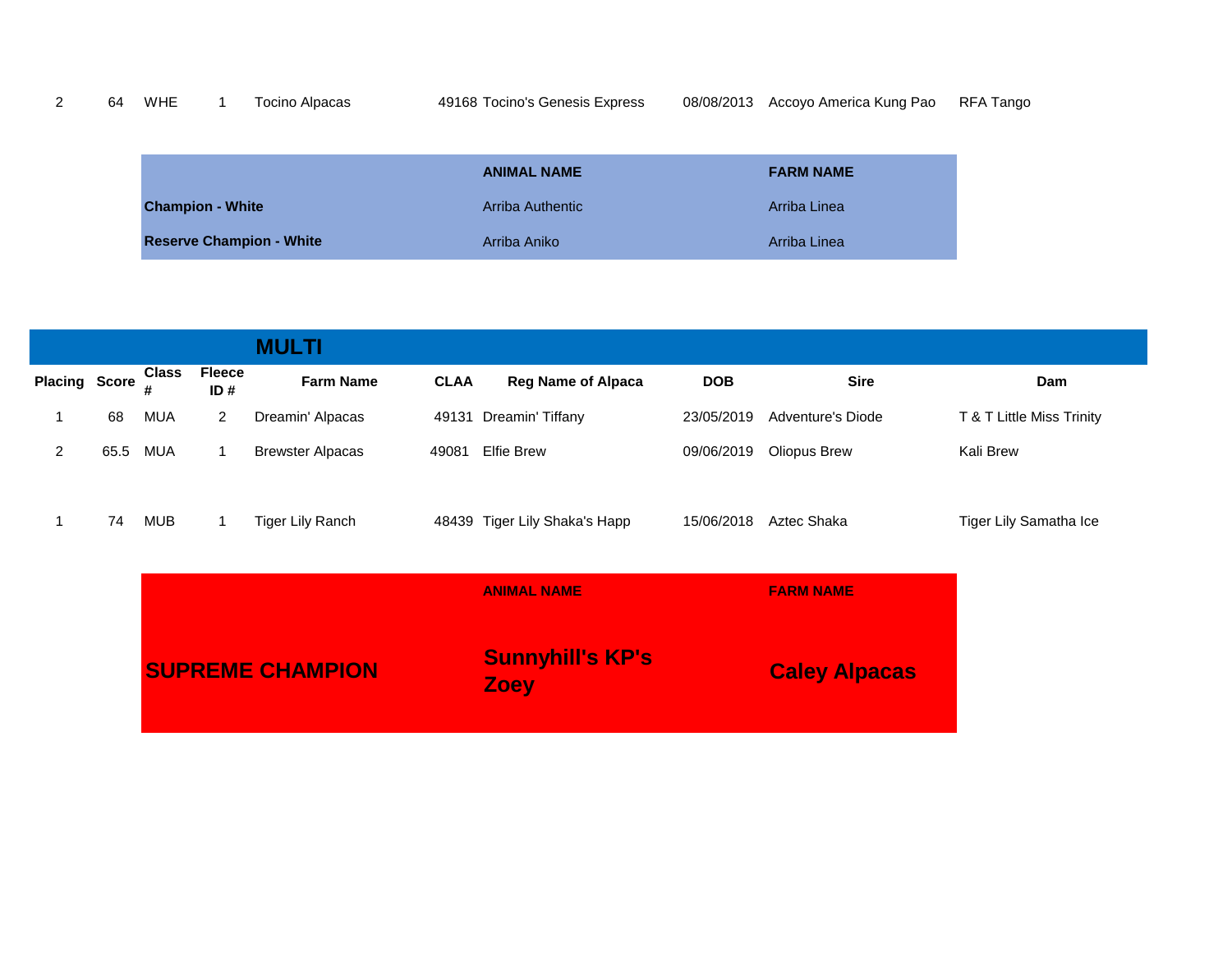| | | | | | | | | | |
|---|---|---|---|---|---|---|---|---|---|
| 2 | 64 | WHE | 1 | Tocino Alpacas | 49168 | Tocino's Genesis Express | 08/08/2013 | Accoyo America Kung Pao | RFA Tango |

| | ANIMAL NAME | FARM NAME |
|---|---|---|
| **Champion - White** | Arriba Authentic | Arriba Linea |
| **Reserve Champion - White** | Arriba Aniko | Arriba Linea |

## MULTI

| Placing | Score | Class # | Fleece ID # | Farm Name | CLAA | Reg Name of Alpaca | DOB | Sire | Dam |
|---|---|---|---|---|---|---|---|---|---|
| 1 | 68 | MUA | 2 | Dreamin' Alpacas | 49131 | Dreamin' Tiffany | 23/05/2019 | Adventure's Diode | T & T Little Miss Trinity |
| 2 | 65.5 | MUA | 1 | Brewster Alpacas | 49081 | Elfie Brew | 09/06/2019 | Oliopus Brew | Kali Brew |
| 1 | 74 | MUB | 1 | Tiger Lily Ranch | 48439 | Tiger Lily Shaka's Happ | 15/06/2018 | Aztec Shaka | Tiger Lily Samatha Ice |

| | ANIMAL NAME | FARM NAME |
|---|---|---|
| **SUPREME CHAMPION** | **Sunnyhill's KP's Zoey** | **Caley Alpacas** |